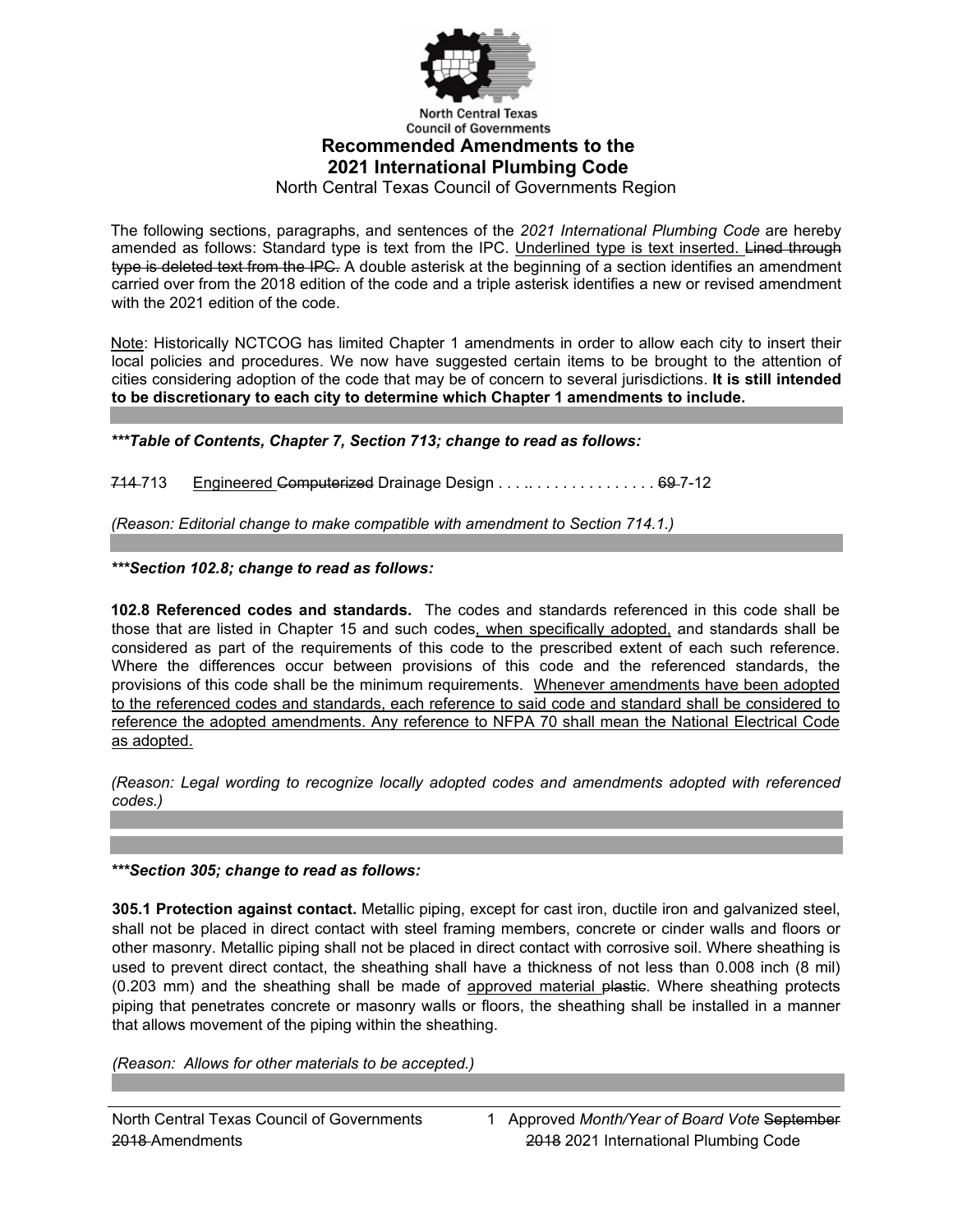North Central Texas Council of Governments

# Recommended Amendments to the 2021 International Plumbing Code

North Central Texas Council of Governments Region

The following sections, paragraphs, and sentences of the *2021 International Plumbing Code* are hereby amended as follows: Standard type is text from the IPC. <u>Underlined type is text inserted.</u> ~~Lined through type is deleted text from the IPC.~~ A double asterisk at the beginning of a section identifies an amendment carried over from the 2018 edition of the code and a triple asterisk identifies a new or revised amendment with the 2021 edition of the code.

<u>Note</u>: Historically NCTCOG has limited Chapter 1 amendments in order to allow each city to insert their local policies and procedures. We now have suggested certain items to be brought to the attention of cities considering adoption of the code that may be of concern to several jurisdictions. **It is still intended to be discretionary to each city to determine which Chapter 1 amendments to include.**

***\*\*\*Table of Contents, Chapter 7, Section 713; change to read as follows:***

~~714~~ 713 <u>Engineered</u> ~~Computerized~~ Drainage Design . . . .. . . . . . . . . . . . . . . ~~69~~ 7-12

*(Reason: Editorial change to make compatible with amendment to Section 714.1.)*

***\*\*\*Section 102.8; change to read as follows:***

**102.8 Referenced codes and standards.** The codes and standards referenced in this code shall be those that are listed in Chapter 15 and such codes<u>, when specifically adopted,</u> and standards shall be considered as part of the requirements of this code to the prescribed extent of each such reference. Where the differences occur between provisions of this code and the referenced standards, the provisions of this code shall be the minimum requirements. <u>Whenever amendments have been adopted to the referenced codes and standards, each reference to said code and standard shall be considered to reference the adopted amendments. Any reference to NFPA 70 shall mean the National Electrical Code as adopted.</u>

*(Reason: Legal wording to recognize locally adopted codes and amendments adopted with referenced codes.)*

***\*\*\*Section 305; change to read as follows:***

**305.1 Protection against contact.** Metallic piping, except for cast iron, ductile iron and galvanized steel, shall not be placed in direct contact with steel framing members, concrete or cinder walls and floors or other masonry. Metallic piping shall not be placed in direct contact with corrosive soil. Where sheathing is used to prevent direct contact, the sheathing shall have a thickness of not less than 0.008 inch (8 mil) (0.203 mm) and the sheathing shall be made of <u>approved material</u> ~~plastic~~. Where sheathing protects piping that penetrates concrete or masonry walls or floors, the sheathing shall be installed in a manner that allows movement of the piping within the sheathing.

*(Reason: Allows for other materials to be accepted.)*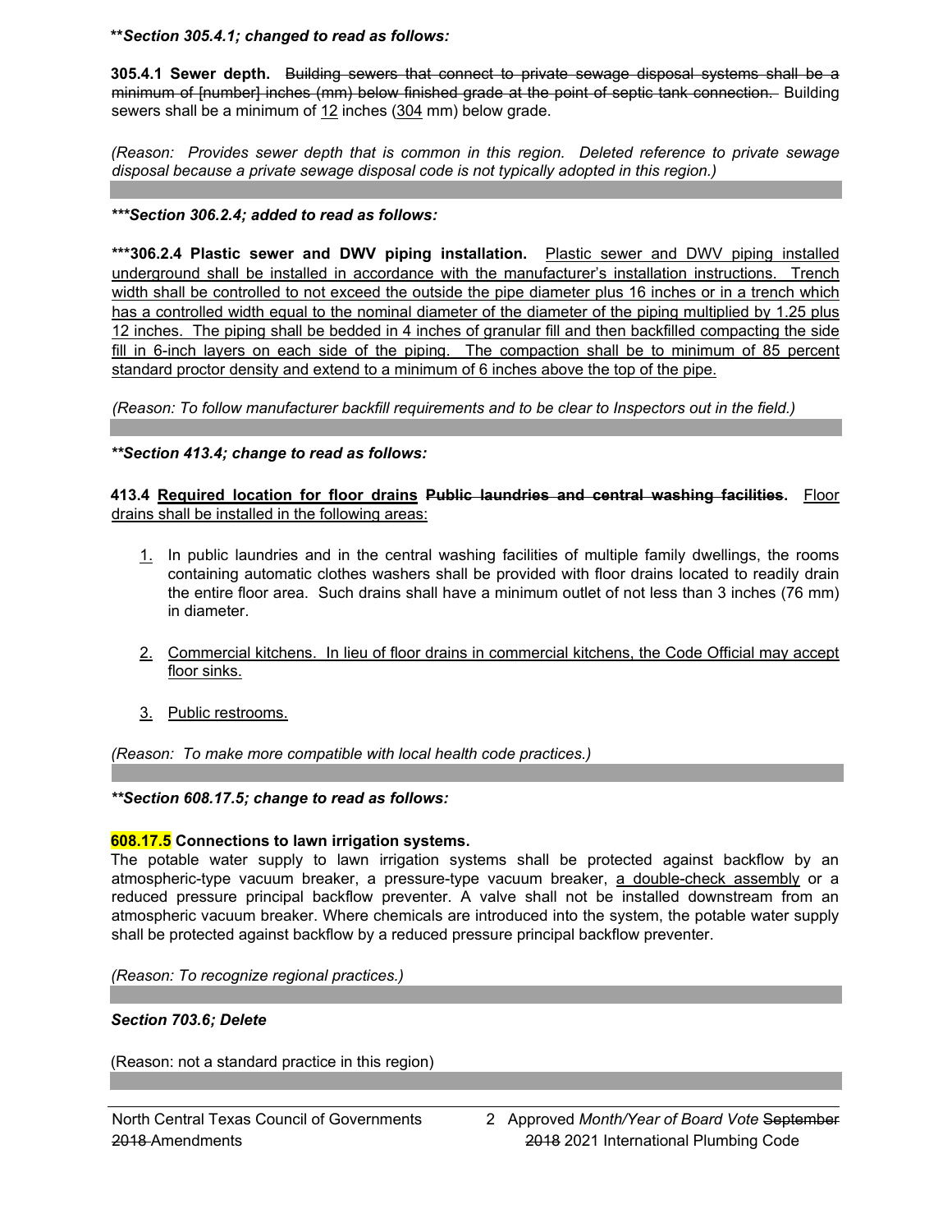***Section 305.4.1; changed to read as follows:*

**305.4.1 Sewer depth.** ~~Building sewers that connect to private sewage disposal systems shall be a minimum of [number] inches (mm) below finished grade at the point of septic tank connection.~~ Building sewers shall be a minimum of 12 inches (304 mm) below grade.

*(Reason: Provides sewer depth that is common in this region. Deleted reference to private sewage disposal because a private sewage disposal code is not typically adopted in this region.)*

****Section 306.2.4; added to read as follows:***

*****306.2.4 Plastic sewer and DWV piping installation.** Plastic sewer and DWV piping installed underground shall be installed in accordance with the manufacturer's installation instructions. Trench width shall be controlled to not exceed the outside the pipe diameter plus 16 inches or in a trench which has a controlled width equal to the nominal diameter of the diameter of the piping multiplied by 1.25 plus 12 inches. The piping shall be bedded in 4 inches of granular fill and then backfilled compacting the side fill in 6-inch layers on each side of the piping. The compaction shall be to minimum of 85 percent standard proctor density and extend to a minimum of 6 inches above the top of the pipe.

*(Reason: To follow manufacturer backfill requirements and to be clear to Inspectors out in the field.)*

***Section 413.4; change to read as follows:***

**413.4 Required location for floor drains ~~Public laundries and central washing facilities~~.** Floor drains shall be installed in the following areas:

1. In public laundries and in the central washing facilities of multiple family dwellings, the rooms containing automatic clothes washers shall be provided with floor drains located to readily drain the entire floor area. Such drains shall have a minimum outlet of not less than 3 inches (76 mm) in diameter.

2. Commercial kitchens. In lieu of floor drains in commercial kitchens, the Code Official may accept floor sinks.

3. Public restrooms.

*(Reason: To make more compatible with local health code practices.)*

***Section 608.17.5; change to read as follows:***

**608.17.5 Connections to lawn irrigation systems.**
The potable water supply to lawn irrigation systems shall be protected against backflow by an atmospheric-type vacuum breaker, a pressure-type vacuum breaker, a double-check assembly or a reduced pressure principal backflow preventer. A valve shall not be installed downstream from an atmospheric vacuum breaker. Where chemicals are introduced into the system, the potable water supply shall be protected against backflow by a reduced pressure principal backflow preventer.

*(Reason: To recognize regional practices.)*

***Section 703.6; Delete***

(Reason: not a standard practice in this region)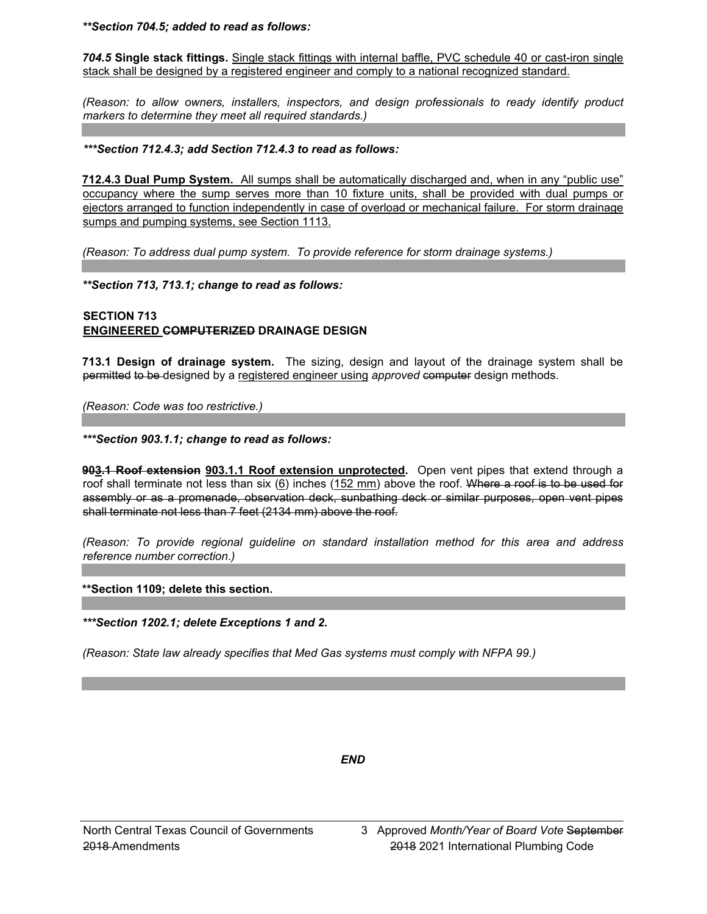***Section 704.5; added to read as follows:**

***704.5* Single stack fittings.** Single stack fittings with internal baffle, PVC schedule 40 or cast-iron single stack shall be designed by a registered engineer and comply to a national recognized standard.

*(Reason: to allow owners, installers, inspectors, and design professionals to ready identify product markers to determine they meet all required standards.)*

---

****Section 712.4.3; add Section 712.4.3 to read as follows:***

**712.4.3 Dual Pump System.** All sumps shall be automatically discharged and, when in any "public use" occupancy where the sump serves more than 10 fixture units, shall be provided with dual pumps or ejectors arranged to function independently in case of overload or mechanical failure. For storm drainage sumps and pumping systems, see Section 1113.

*(Reason: To address dual pump system. To provide reference for storm drainage systems.)*

---

***Section 713, 713.1; change to read as follows:**

**SECTION 713**
**ENGINEERED ~~COMPUTERIZED~~ DRAINAGE DESIGN**

**713.1 Design of drainage system.** The sizing, design and layout of the drainage system shall be ~~permitted to be~~ designed by a registered engineer using *approved* ~~computer~~ design methods.

*(Reason: Code was too restrictive.)*

---

****Section 903.1.1; change to read as follows:***

**~~903.1 Roof extension~~ 903.1.1 Roof extension unprotected.** Open vent pipes that extend through a roof shall terminate not less than six (6) inches (152 mm) above the roof. ~~Where a roof is to be used for assembly or as a promenade, observation deck, sunbathing deck or similar purposes, open vent pipes shall terminate not less than 7 feet (2134 mm) above the roof.~~

*(Reason: To provide regional guideline on standard installation method for this area and address reference number correction.)*

---

****Section 1109; delete this section.**

---

****Section 1202.1; delete Exceptions 1 and 2.***

*(Reason: State law already specifies that Med Gas systems must comply with NFPA 99.)*

---

*END*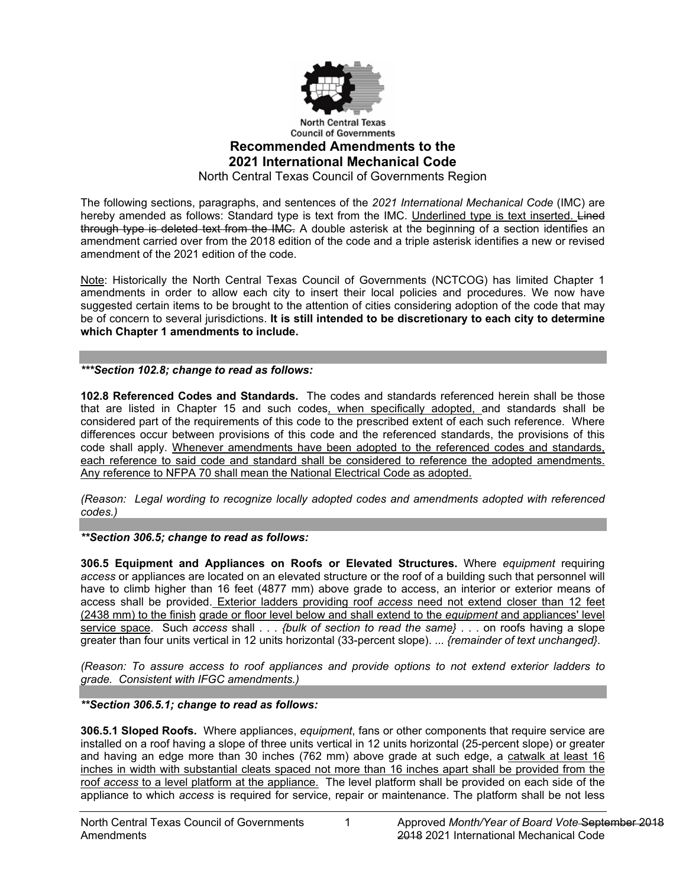North Central Texas Council of Governments

# Recommended Amendments to the 2021 International Mechanical Code

North Central Texas Council of Governments Region

The following sections, paragraphs, and sentences of the *2021 International Mechanical Code* (IMC) are hereby amended as follows: Standard type is text from the IMC. <u>Underlined type is text inserted.</u> ~~Lined through type is deleted text from the IMC.~~ A double asterisk at the beginning of a section identifies an amendment carried over from the 2018 edition of the code and a triple asterisk identifies a new or revised amendment of the 2021 edition of the code.

<u>Note</u>: Historically the North Central Texas Council of Governments (NCTCOG) has limited Chapter 1 amendments in order to allow each city to insert their local policies and procedures. We now have suggested certain items to be brought to the attention of cities considering adoption of the code that may be of concern to several jurisdictions. **It is still intended to be discretionary to each city to determine which Chapter 1 amendments to include.**

---

***\*\*\*Section 102.8; change to read as follows:***

**102.8 Referenced Codes and Standards.** The codes and standards referenced herein shall be those that are listed in Chapter 15 and such codes<u>, when specifically adopted, </u>and standards shall be considered part of the requirements of this code to the prescribed extent of each such reference. Where differences occur between provisions of this code and the referenced standards, the provisions of this code shall apply. <u>Whenever amendments have been adopted to the referenced codes and standards, each reference to said code and standard shall be considered to reference the adopted amendments. Any reference to NFPA 70 shall mean the National Electrical Code as adopted.</u>

*(Reason: Legal wording to recognize locally adopted codes and amendments adopted with referenced codes.)*

---

***\*\*Section 306.5; change to read as follows:***

**306.5 Equipment and Appliances on Roofs or Elevated Structures.** Where *equipment* requiring *access* or appliances are located on an elevated structure or the roof of a building such that personnel will have to climb higher than 16 feet (4877 mm) above grade to access, an interior or exterior means of access shall be provided.<u> Exterior ladders providing roof *access* need not extend closer than 12 feet (2438 mm) to the finish grade or floor level below and shall extend to the *equipment* and appliances' level service space</u>. Such *access* shall . . . *{bulk of section to read the same}* . . . on roofs having a slope greater than four units vertical in 12 units horizontal (33-percent slope). ... *{remainder of text unchanged}*.

*(Reason: To assure access to roof appliances and provide options to not extend exterior ladders to grade. Consistent with IFGC amendments.)*

---

***\*\*Section 306.5.1; change to read as follows:***

**306.5.1 Sloped Roofs.** Where appliances, *equipment*, fans or other components that require service are installed on a roof having a slope of three units vertical in 12 units horizontal (25-percent slope) or greater and having an edge more than 30 inches (762 mm) above grade at such edge, a <u>catwalk at least 16 inches in width with substantial cleats spaced not more than 16 inches apart shall be provided from the roof *access* to a level platform at the appliance.</u> The level platform shall be provided on each side of the appliance to which *access* is required for service, repair or maintenance. The platform shall be not less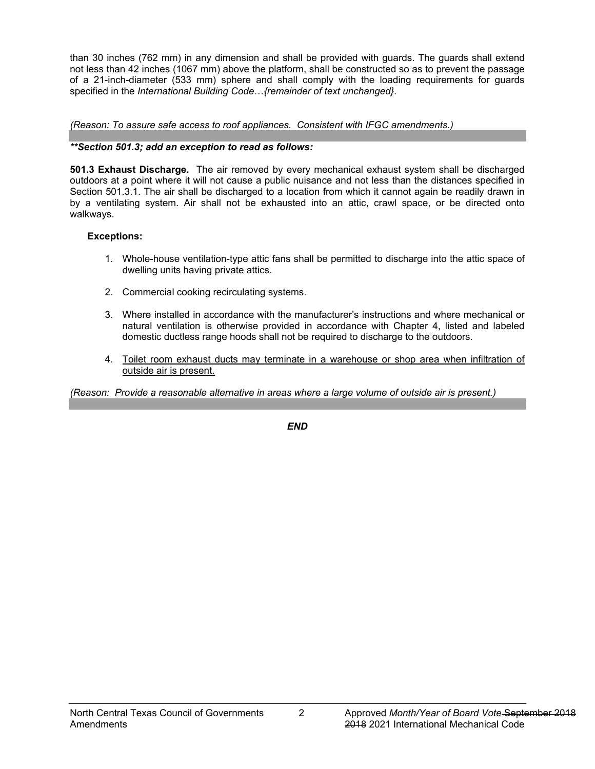than 30 inches (762 mm) in any dimension and shall be provided with guards. The guards shall extend not less than 42 inches (1067 mm) above the platform, shall be constructed so as to prevent the passage of a 21-inch-diameter (533 mm) sphere and shall comply with the loading requirements for guards specified in the *International Building Code*…*{remainder of text unchanged}*.

*(Reason: To assure safe access to roof appliances. Consistent with IFGC amendments.)*

***\*\*Section 501.3; add an exception to read as follows:***

**501.3 Exhaust Discharge.** The air removed by every mechanical exhaust system shall be discharged outdoors at a point where it will not cause a public nuisance and not less than the distances specified in Section 501.3.1. The air shall be discharged to a location from which it cannot again be readily drawn in by a ventilating system. Air shall not be exhausted into an attic, crawl space, or be directed onto walkways.

**Exceptions:**

1. Whole-house ventilation-type attic fans shall be permitted to discharge into the attic space of dwelling units having private attics.
2. Commercial cooking recirculating systems.
3. Where installed in accordance with the manufacturer's instructions and where mechanical or natural ventilation is otherwise provided in accordance with Chapter 4, listed and labeled domestic ductless range hoods shall not be required to discharge to the outdoors.
4. <u>Toilet room exhaust ducts may terminate in a warehouse or shop area when infiltration of outside air is present.</u>

*(Reason: Provide a reasonable alternative in areas where a large volume of outside air is present.)*

***END***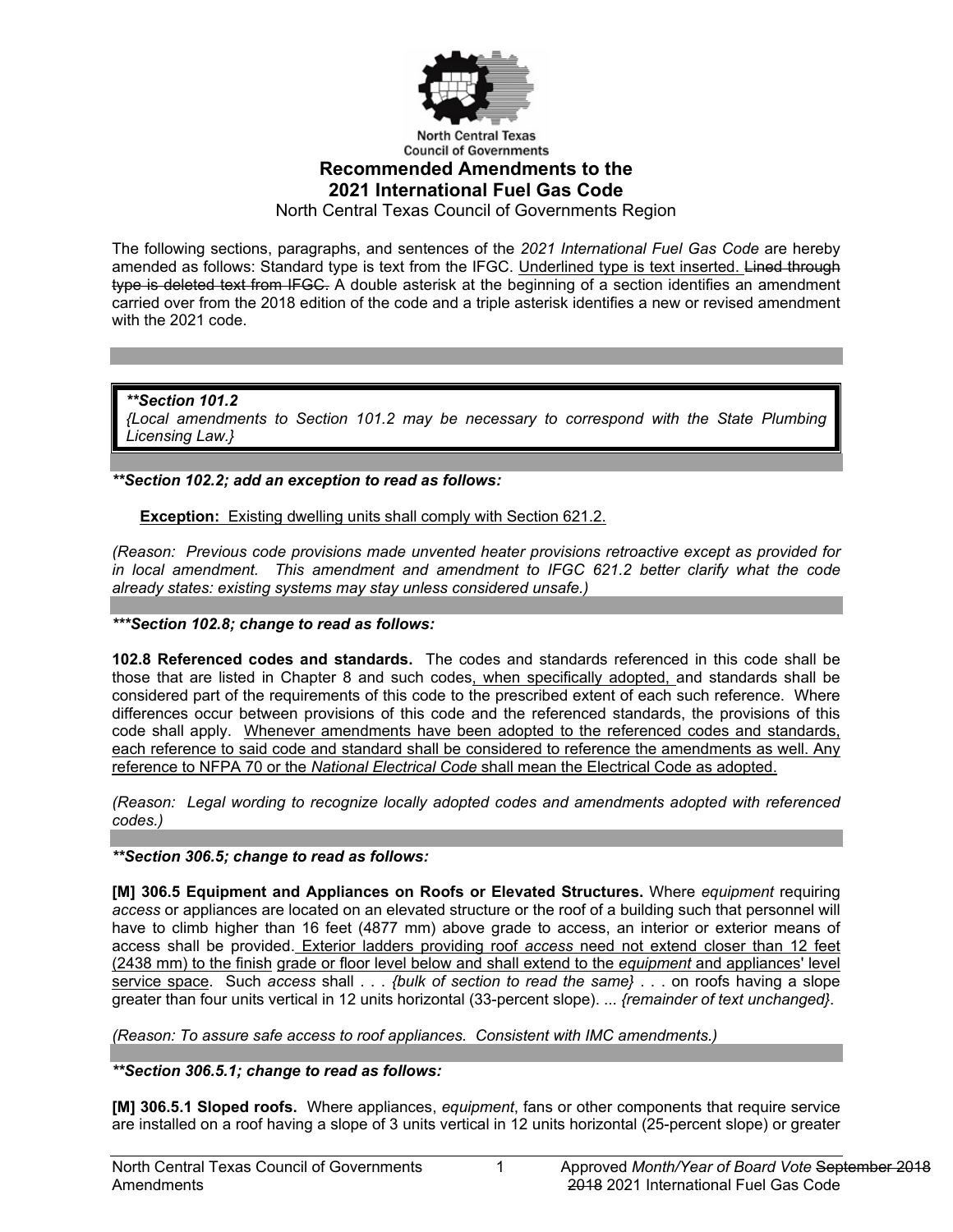North Central Texas Council of Governments

# Recommended Amendments to the 2021 International Fuel Gas Code

North Central Texas Council of Governments Region

The following sections, paragraphs, and sentences of the *2021 International Fuel Gas Code* are hereby amended as follows: Standard type is text from the IFGC. <u>Underlined type is text inserted.</u> ~~Lined through type is deleted text from IFGC.~~ A double asterisk at the beginning of a section identifies an amendment carried over from the 2018 edition of the code and a triple asterisk identifies a new or revised amendment with the 2021 code.

---

***\*\*Section 101.2***
*{Local amendments to Section 101.2 may be necessary to correspond with the State Plumbing Licensing Law.}*

---

***\*\*Section 102.2; add an exception to read as follows:***

**Exception:** <u>Existing dwelling units shall comply with Section 621.2.</u>

*(Reason: Previous code provisions made unvented heater provisions retroactive except as provided for in local amendment. This amendment and amendment to IFGC 621.2 better clarify what the code already states: existing systems may stay unless considered unsafe.)*

---

***\*\*\*Section 102.8; change to read as follows:***

**102.8 Referenced codes and standards.** The codes and standards referenced in this code shall be those that are listed in Chapter 8 and such codes<u>, when specifically adopted,</u> and standards shall be considered part of the requirements of this code to the prescribed extent of each such reference. Where differences occur between provisions of this code and the referenced standards, the provisions of this code shall apply. <u>Whenever amendments have been adopted to the referenced codes and standards, each reference to said code and standard shall be considered to reference the amendments as well. Any reference to NFPA 70 or the *National Electrical Code* shall mean the Electrical Code as adopted.</u>

*(Reason: Legal wording to recognize locally adopted codes and amendments adopted with referenced codes.)*

---

***\*\*Section 306.5; change to read as follows:***

**[M] 306.5 Equipment and Appliances on Roofs or Elevated Structures.** Where *equipment* requiring *access* or appliances are located on an elevated structure or the roof of a building such that personnel will have to climb higher than 16 feet (4877 mm) above grade to access, an interior or exterior means of access shall be provided. <u>Exterior ladders providing roof *access* need not extend closer than 12 feet (2438 mm) to the finish grade or floor level below and shall extend to the *equipment* and appliances' level service space</u>. Such *access* shall . . . *{bulk of section to read the same}* . . . on roofs having a slope greater than four units vertical in 12 units horizontal (33-percent slope). ... *{remainder of text unchanged}*.

*(Reason: To assure safe access to roof appliances. Consistent with IMC amendments.)*

---

***\*\*Section 306.5.1; change to read as follows:***

**[M] 306.5.1 Sloped roofs.** Where appliances, *equipment*, fans or other components that require service are installed on a roof having a slope of 3 units vertical in 12 units horizontal (25-percent slope) or greater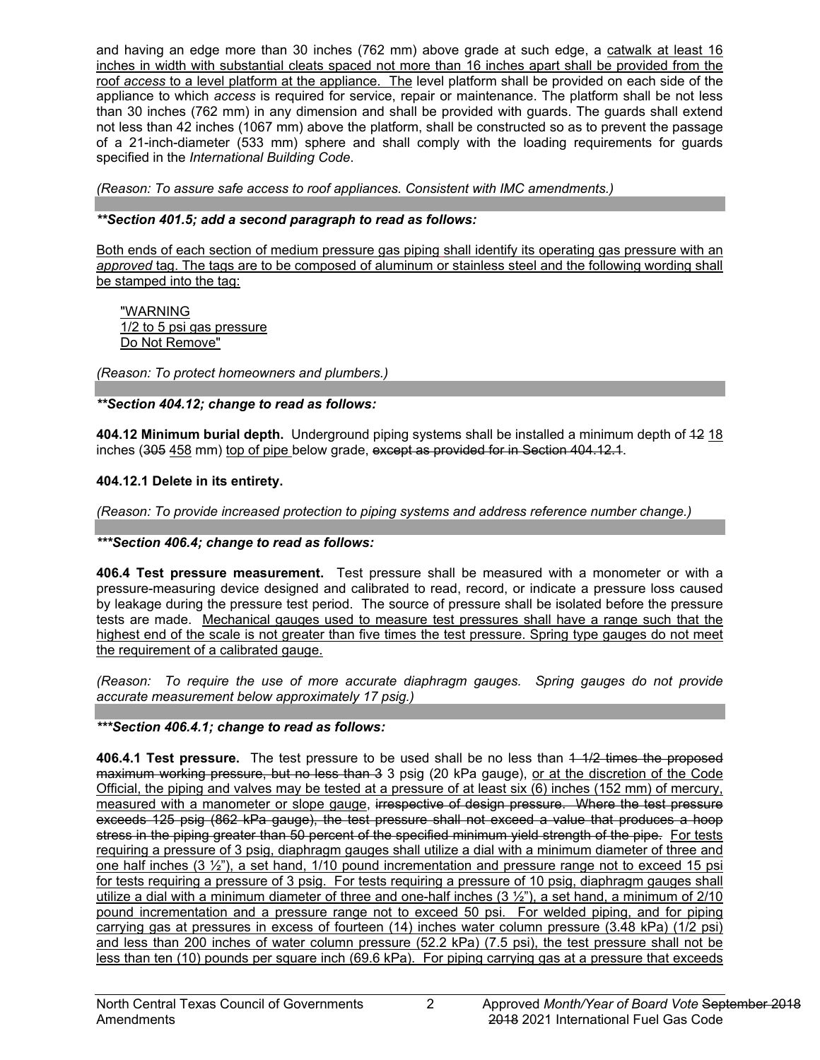and having an edge more than 30 inches (762 mm) above grade at such edge, a <u>catwalk at least 16 inches in width with substantial cleats spaced not more than 16 inches apart shall be provided from the roof *access* to a level platform at the appliance. The</u> level platform shall be provided on each side of the appliance to which *access* is required for service, repair or maintenance. The platform shall be not less than 30 inches (762 mm) in any dimension and shall be provided with guards. The guards shall extend not less than 42 inches (1067 mm) above the platform, shall be constructed so as to prevent the passage of a 21-inch-diameter (533 mm) sphere and shall comply with the loading requirements for guards specified in the *International Building Code*.

*(Reason: To assure safe access to roof appliances. Consistent with IMC amendments.)*

***\*\*Section 401.5; add a second paragraph to read as follows:***

<u>Both ends of each section of medium pressure gas piping shall identify its operating gas pressure with an *approved* tag. The tags are to be composed of aluminum or stainless steel and the following wording shall be stamped into the tag:</u>

> <u>"WARNING</u>
> <u>1/2 to 5 psi gas pressure</u>
> <u>Do Not Remove"</u>

*(Reason: To protect homeowners and plumbers.)*

***\*\*Section 404.12; change to read as follows:***

**404.12 Minimum burial depth.** Underground piping systems shall be installed a minimum depth of ~~12~~ <u>18</u> inches (~~305~~ <u>458</u> mm) <u>top of pipe</u> below grade, ~~except as provided for in Section 404.12.1~~.

**404.12.1 Delete in its entirety.**

*(Reason: To provide increased protection to piping systems and address reference number change.)*

***\*\*\*Section 406.4; change to read as follows:***

**406.4 Test pressure measurement.** Test pressure shall be measured with a monometer or with a pressure-measuring device designed and calibrated to read, record, or indicate a pressure loss caused by leakage during the pressure test period. The source of pressure shall be isolated before the pressure tests are made. <u>Mechanical gauges used to measure test pressures shall have a range such that the highest end of the scale is not greater than five times the test pressure. Spring type gauges do not meet the requirement of a calibrated gauge.</u>

*(Reason: To require the use of more accurate diaphragm gauges. Spring gauges do not provide accurate measurement below approximately 17 psig.)*

***\*\*\*Section 406.4.1; change to read as follows:***

**406.4.1 Test pressure.** The test pressure to be used shall be no less than ~~1 1/2 times the proposed maximum working pressure, but no less than 3~~ 3 psig (20 kPa gauge), <u>or at the discretion of the Code Official, the piping and valves may be tested at a pressure of at least six (6) inches (152 mm) of mercury, measured with a manometer or slope gauge</u>, ~~irrespective of design pressure. Where the test pressure exceeds 125 psig (862 kPa gauge), the test pressure shall not exceed a value that produces a hoop stress in the piping greater than 50 percent of the specified minimum yield strength of the pipe.~~ <u>For tests requiring a pressure of 3 psig, diaphragm gauges shall utilize a dial with a minimum diameter of three and one half inches (3 ½"), a set hand, 1/10 pound incrementation and pressure range not to exceed 15 psi for tests requiring a pressure of 3 psig. For tests requiring a pressure of 10 psig, diaphragm gauges shall utilize a dial with a minimum diameter of three and one-half inches (3 ½"), a set hand, a minimum of 2/10 pound incrementation and a pressure range not to exceed 50 psi. For welded piping, and for piping carrying gas at pressures in excess of fourteen (14) inches water column pressure (3.48 kPa) (1/2 psi) and less than 200 inches of water column pressure (52.2 kPa) (7.5 psi), the test pressure shall not be less than ten (10) pounds per square inch (69.6 kPa). For piping carrying gas at a pressure that exceeds</u>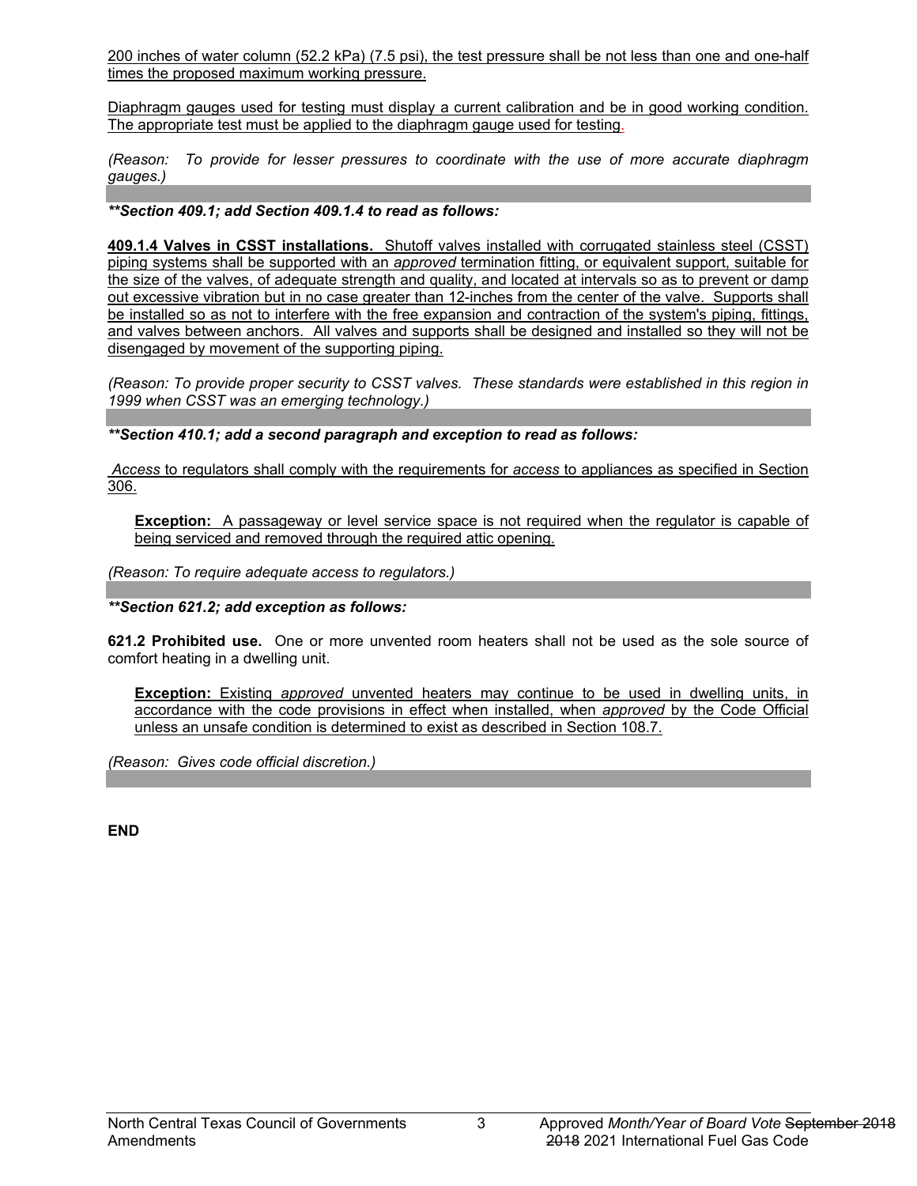200 inches of water column (52.2 kPa) (7.5 psi), the test pressure shall be not less than one and one-half times the proposed maximum working pressure.

Diaphragm gauges used for testing must display a current calibration and be in good working condition. The appropriate test must be applied to the diaphragm gauge used for testing.

*(Reason: To provide for lesser pressures to coordinate with the use of more accurate diaphragm gauges.)*

***\*\*Section 409.1; add Section 409.1.4 to read as follows:***

**409.1.4 Valves in CSST installations.** Shutoff valves installed with corrugated stainless steel (CSST) piping systems shall be supported with an *approved* termination fitting, or equivalent support, suitable for the size of the valves, of adequate strength and quality, and located at intervals so as to prevent or damp out excessive vibration but in no case greater than 12-inches from the center of the valve. Supports shall be installed so as not to interfere with the free expansion and contraction of the system's piping, fittings, and valves between anchors. All valves and supports shall be designed and installed so they will not be disengaged by movement of the supporting piping.

*(Reason: To provide proper security to CSST valves. These standards were established in this region in 1999 when CSST was an emerging technology.)*

***\*\*Section 410.1; add a second paragraph and exception to read as follows:***

*Access* to regulators shall comply with the requirements for *access* to appliances as specified in Section 306.

> **Exception:** A passageway or level service space is not required when the regulator is capable of being serviced and removed through the required attic opening.

*(Reason: To require adequate access to regulators.)*

***\*\*Section 621.2; add exception as follows:***

**621.2 Prohibited use.** One or more unvented room heaters shall not be used as the sole source of comfort heating in a dwelling unit.

> **Exception:** Existing *approved* unvented heaters may continue to be used in dwelling units, in accordance with the code provisions in effect when installed, when *approved* by the Code Official unless an unsafe condition is determined to exist as described in Section 108.7.

*(Reason: Gives code official discretion.)*

**END**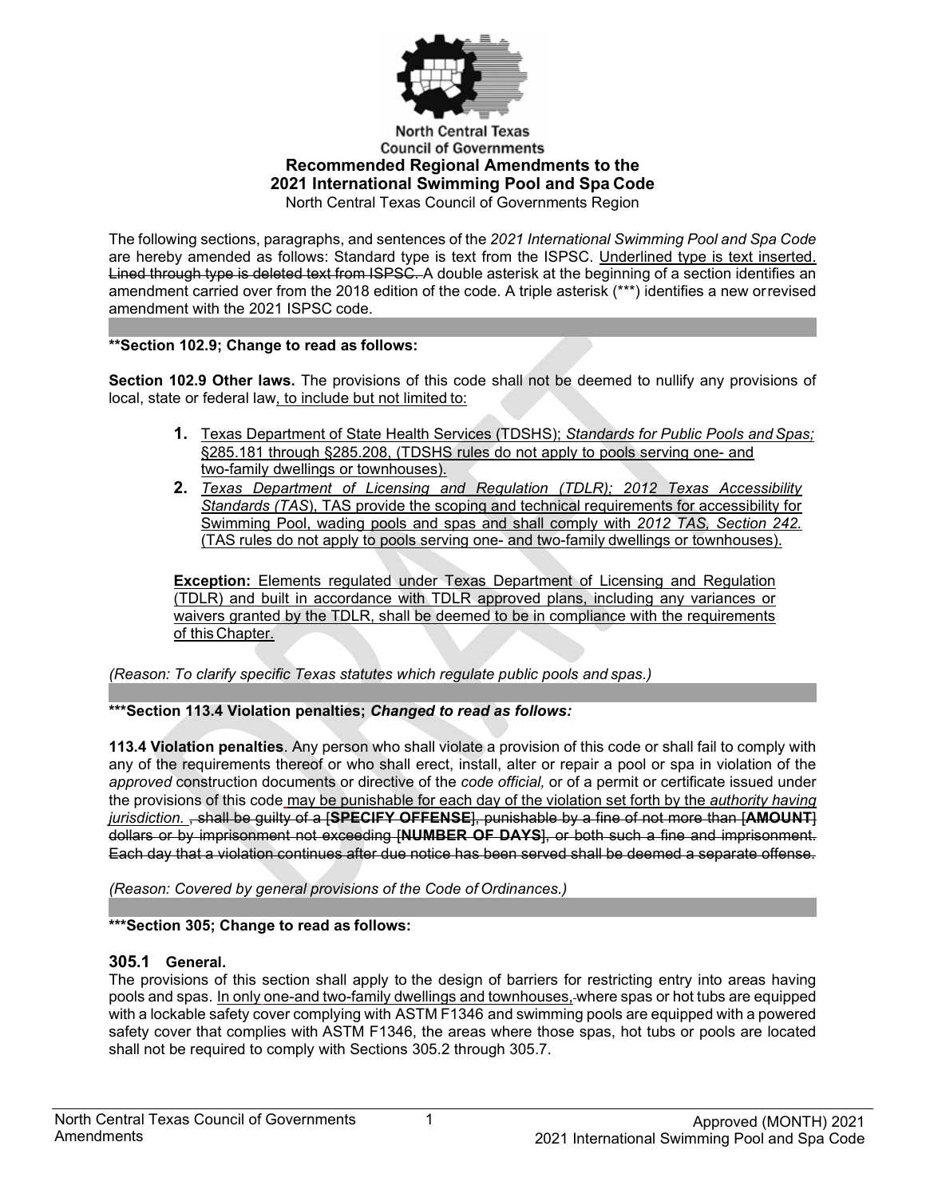North Central Texas Council of Governments

**Recommended Regional Amendments to the 2021 International Swimming Pool and Spa Code**

North Central Texas Council of Governments Region

The following sections, paragraphs, and sentences of the *2021 International Swimming Pool and Spa Code* are hereby amended as follows: Standard type is text from the ISPSC. <u>Underlined type is text inserted.</u> ~~Lined through type is deleted text from ISPSC.~~ A double asterisk at the beginning of a section identifies an amendment carried over from the 2018 edition of the code. A triple asterisk (***) identifies a new or revised amendment with the 2021 ISPSC code.

---

**\*\*Section 102.9; Change to read as follows:**

**Section 102.9 Other laws.** The provisions of this code shall not be deemed to nullify any provisions of local, state or federal law<u>, to include but not limited to:</u>

1. <u>Texas Department of State Health Services (TDSHS); *Standards for Public Pools and Spas;* §285.181 through §285.208, (TDSHS rules do not apply to pools serving one- and two-family dwellings or townhouses).</u>
2. <u>*Texas Department of Licensing and Regulation (TDLR); 2012 Texas Accessibility Standards (TAS*), TAS provide the scoping and technical requirements for accessibility for Swimming Pool, wading pools and spas and shall comply with *2012 TAS, Section 242.* (TAS rules do not apply to pools serving one- and two-family dwellings or townhouses).</u>

<u>**Exception:** Elements regulated under Texas Department of Licensing and Regulation (TDLR) and built in accordance with TDLR approved plans, including any variances or waivers granted by the TDLR, shall be deemed to be in compliance with the requirements of this Chapter.</u>

*(Reason: To clarify specific Texas statutes which regulate public pools and spas.)*

---

**\*\*\*Section 113.4 Violation penalties; *Changed to read as follows:***

**113.4 Violation penalties**. Any person who shall violate a provision of this code or shall fail to comply with any of the requirements thereof or who shall erect, install, alter or repair a pool or spa in violation of the *approved* construction documents or directive of the *code official,* or of a permit or certificate issued under the provisions of this code <u>may be punishable for each day of the violation set forth by the *authority having jurisdiction.*</u> ~~, shall be guilty of a [**SPECIFY OFFENSE**], punishable by a fine of not more than [**AMOUNT**] dollars or by imprisonment not exceeding [**NUMBER OF DAYS**], or both such a fine and imprisonment. Each day that a violation continues after due notice has been served shall be deemed a separate offense.~~

*(Reason: Covered by general provisions of the Code of Ordinances.)*

---

**\*\*\*Section 305; Change to read as follows:**

### 305.1 General.

The provisions of this section shall apply to the design of barriers for restricting entry into areas having pools and spas. <u>In only one-and two-family dwellings and townhouses,</u> ~~w~~where spas or hot tubs are equipped with a lockable safety cover complying with ASTM F1346 and swimming pools are equipped with a powered safety cover that complies with ASTM F1346, the areas where those spas, hot tubs or pools are located shall not be required to comply with Sections 305.2 through 305.7.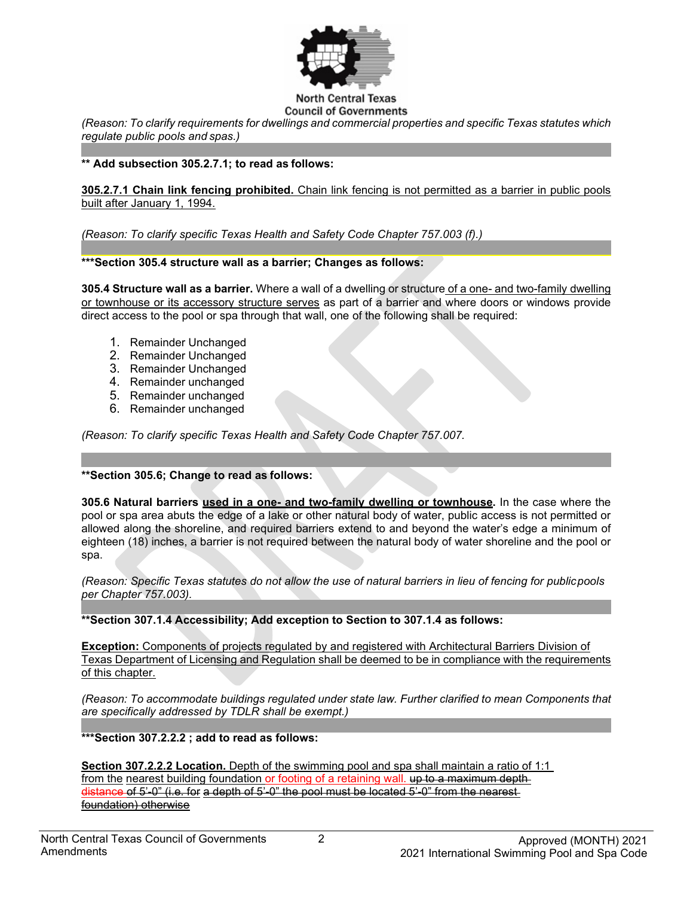*(Reason: To clarify requirements for dwellings and commercial properties and specific Texas statutes which regulate public pools and spas.)*

**\*\* Add subsection 305.2.7.1; to read as follows:**

<u>**305.2.7.1 Chain link fencing prohibited.** Chain link fencing is not permitted as a barrier in public pools built after January 1, 1994.</u>

*(Reason: To clarify specific Texas Health and Safety Code Chapter 757.003 (f).)*

**\*\*\*Section 305.4 structure wall as a barrier; Changes as follows:**

**305.4 Structure wall as a barrier.** Where a wall of a dwelling or structure <u>of a one- and two-family dwelling or townhouse or its accessory structure serves</u> as part of a barrier and where doors or windows provide direct access to the pool or spa through that wall, one of the following shall be required:

1. Remainder Unchanged
2. Remainder Unchanged
3. Remainder Unchanged
4. Remainder unchanged
5. Remainder unchanged
6. Remainder unchanged

*(Reason: To clarify specific Texas Health and Safety Code Chapter 757.007.*

**\*\*Section 305.6; Change to read as follows:**

**305.6 Natural barriers <u>used in a one- and two-family dwelling or townhouse</u>.** In the case where the pool or spa area abuts the edge of a lake or other natural body of water, public access is not permitted or allowed along the shoreline, and required barriers extend to and beyond the water's edge a minimum of eighteen (18) inches, a barrier is not required between the natural body of water shoreline and the pool or spa.

*(Reason: Specific Texas statutes do not allow the use of natural barriers in lieu of fencing for public pools per Chapter 757.003).*

**\*\*Section 307.1.4 Accessibility; Add exception to Section to 307.1.4 as follows:**

<u>**Exception:** Components of projects regulated by and registered with Architectural Barriers Division of Texas Department of Licensing and Regulation shall be deemed to be in compliance with the requirements of this chapter.</u>

*(Reason: To accommodate buildings regulated under state law. Further clarified to mean Components that are specifically addressed by TDLR shall be exempt.)*

**\*\*\*Section 307.2.2.2 ; add to read as follows:**

<u>**Section 307.2.2.2 Location.** Depth of the swimming pool and spa shall maintain a ratio of 1:1 from the nearest building foundation or footing of a retaining wall.</u> ~~up to a maximum depth distance of 5'-0" (i.e. for a depth of 5'-0" the pool must be located 5'-0" from the nearest foundation) otherwise~~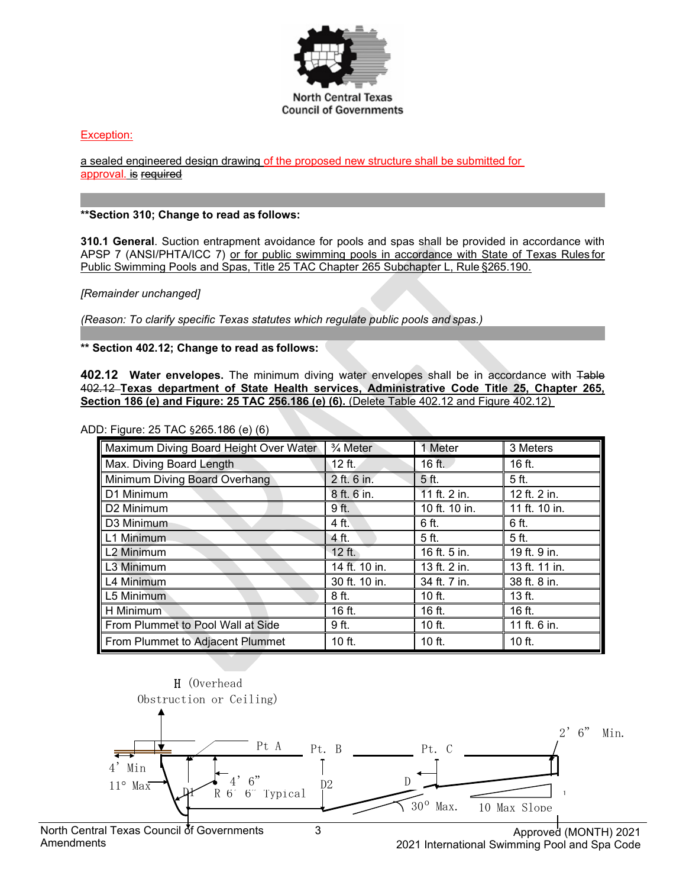Exception:

a sealed engineered design drawing of the proposed new structure shall be submitted for approval. ~~is required~~

**Section 310; Change to read as follows:**

**310.1 General**. Suction entrapment avoidance for pools and spas shall be provided in accordance with APSP 7 (ANSI/PHTA/ICC 7) or for public swimming pools in accordance with State of Texas Rules for Public Swimming Pools and Spas, Title 25 TAC Chapter 265 Subchapter L, Rule §265.190.

*[Remainder unchanged]*

*(Reason: To clarify specific Texas statutes which regulate public pools and spas.)*

**Section 402.12; Change to read as follows:**

**402.12 Water envelopes.** The minimum diving water envelopes shall be in accordance with ~~Table 402.12~~ **Texas department of State Health services, Administrative Code Title 25, Chapter 265, Section 186 (e) and Figure: 25 TAC 256.186 (e) (6).** (Delete Table 402.12 and Figure 402.12)

ADD: Figure: 25 TAC §265.186 (e) (6)

| Maximum Diving Board Height Over Water | ¾ Meter | 1 Meter | 3 Meters |
|---|---|---|---|
| Max. Diving Board Length | 12 ft. | 16 ft. | 16 ft. |
| Minimum Diving Board Overhang | 2 ft. 6 in. | 5 ft. | 5 ft. |
| D1 Minimum | 8 ft. 6 in. | 11 ft. 2 in. | 12 ft. 2 in. |
| D2 Minimum | 9 ft. | 10 ft. 10 in. | 11 ft. 10 in. |
| D3 Minimum | 4 ft. | 6 ft. | 6 ft. |
| L1 Minimum | 4 ft. | 5 ft. | 5 ft. |
| L2 Minimum | 12 ft. | 16 ft. 5 in. | 19 ft. 9 in. |
| L3 Minimum | 14 ft. 10 in. | 13 ft. 2 in. | 13 ft. 11 in. |
| L4 Minimum | 30 ft. 10 in. | 34 ft. 7 in. | 38 ft. 8 in. |
| L5 Minimum | 8 ft. | 10 ft. | 13 ft. |
| H Minimum | 16 ft. | 16 ft. | 16 ft. |
| From Plummet to Pool Wall at Side | 9 ft. | 10 ft. | 11 ft. 6 in. |
| From Plummet to Adjacent Plummet | 10 ft. | 10 ft. | 10 ft. |

H (Overhead Obstruction or Ceiling)

4' Min  11° Max  D1  Pt A  4' 6"  R 6' 6" Typical  Pt. B  D2  Pt. C  D  30° Max.  10 Max Slope  2' 6" Min.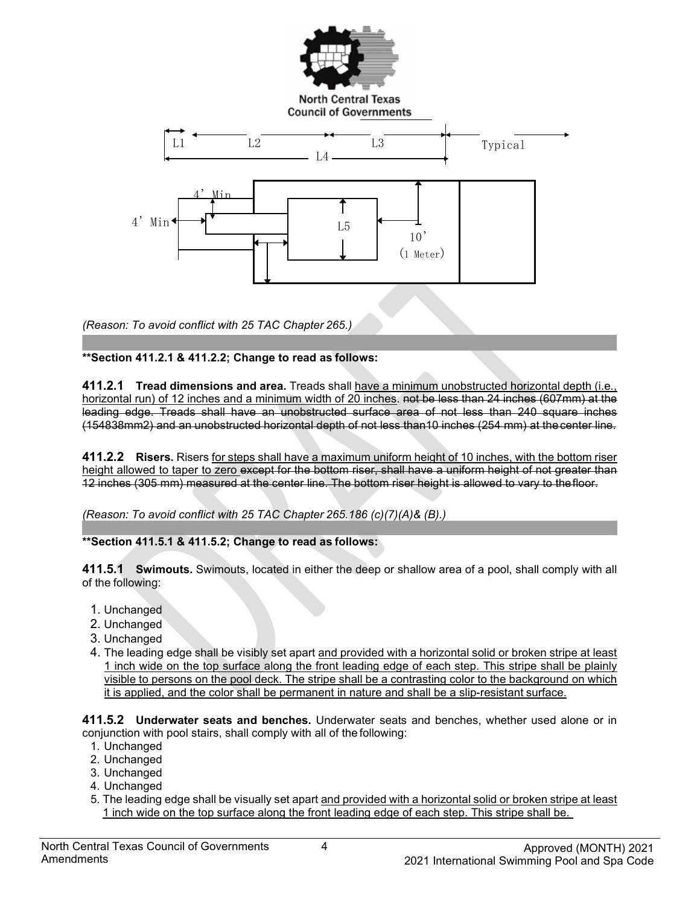L1 L2 L3 Typical

L4

4' Min

4' Min

L5

10'

(1 Meter)

*(Reason: To avoid conflict with 25 TAC Chapter 265.)*

**\*\*Section 411.2.1 & 411.2.2; Change to read as follows:**

**411.2.1 Tread dimensions and area.** Treads shall have a minimum unobstructed horizontal depth (i.e., horizontal run) of 12 inches and a minimum width of 20 inches. ~~not be less than 24 inches (607mm) at the leading edge. Treads shall have an unobstructed surface area of not less than 240 square inches (154838mm2) and an unobstructed horizontal depth of not less than10 inches (254 mm) at the center line.~~

**411.2.2 Risers.** Risers for steps shall have a maximum uniform height of 10 inches, with the bottom riser height allowed to taper to zero ~~except for the bottom riser, shall have a uniform height of not greater than 12 inches (305 mm) measured at the center line. The bottom riser height is allowed to vary to the floor.~~

*(Reason: To avoid conflict with 25 TAC Chapter 265.186 (c)(7)(A)& (B).)*

**\*\*Section 411.5.1 & 411.5.2; Change to read as follows:**

**411.5.1 Swimouts.** Swimouts, located in either the deep or shallow area of a pool, shall comply with all of the following:

1. Unchanged
2. Unchanged
3. Unchanged
4. The leading edge shall be visibly set apart and provided with a horizontal solid or broken stripe at least 1 inch wide on the top surface along the front leading edge of each step. This stripe shall be plainly visible to persons on the pool deck. The stripe shall be a contrasting color to the background on which it is applied, and the color shall be permanent in nature and shall be a slip-resistant surface.

**411.5.2 Underwater seats and benches.** Underwater seats and benches, whether used alone or in conjunction with pool stairs, shall comply with all of the following:

1. Unchanged
2. Unchanged
3. Unchanged
4. Unchanged
5. The leading edge shall be visually set apart and provided with a horizontal solid or broken stripe at least 1 inch wide on the top surface along the front leading edge of each step. This stripe shall be.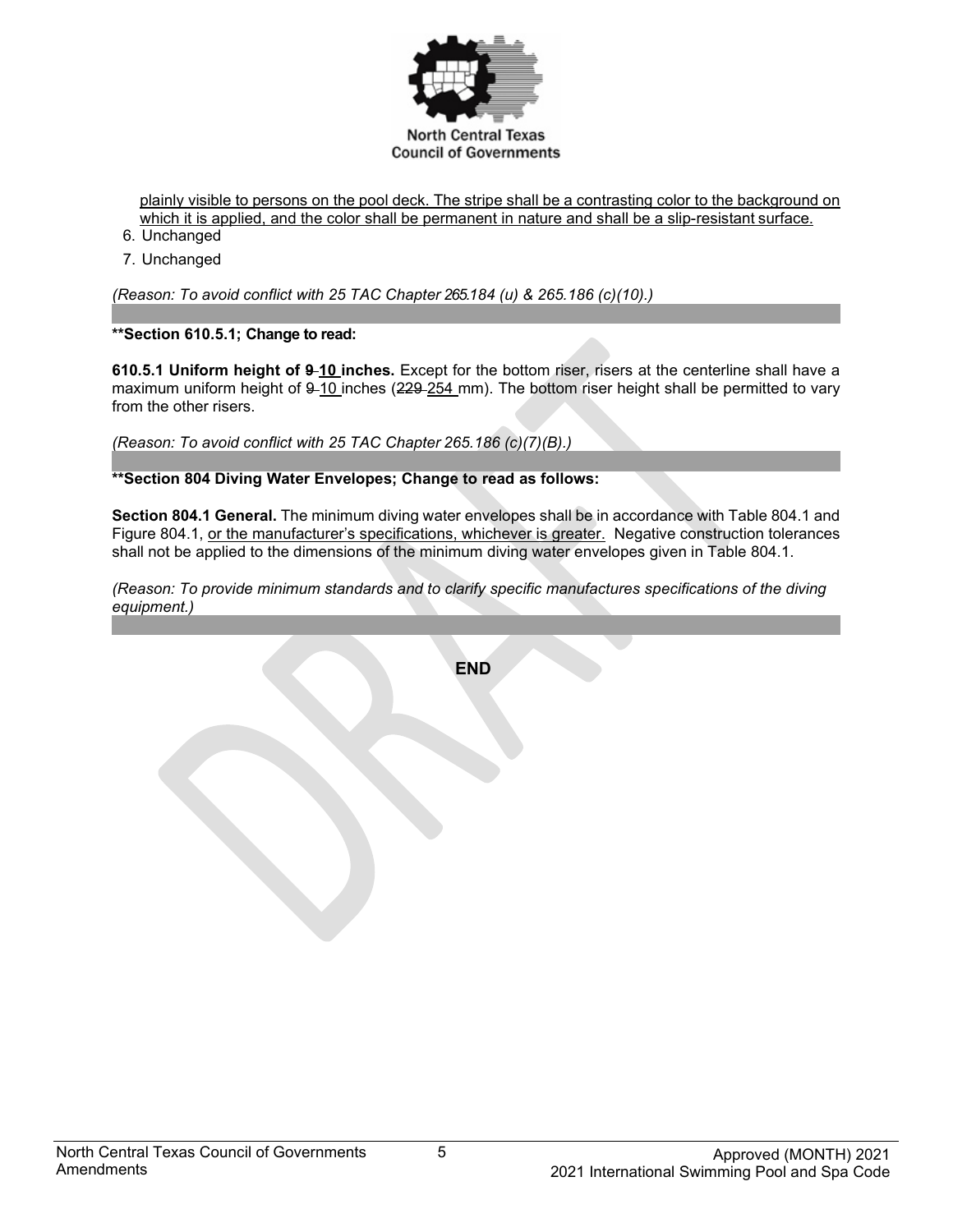plainly visible to persons on the pool deck. The stripe shall be a contrasting color to the background on which it is applied, and the color shall be permanent in nature and shall be a slip-resistant surface.

6. Unchanged
7. Unchanged

*(Reason: To avoid conflict with 25 TAC Chapter 265.184 (u) & 265.186 (c)(10).)*

**\*\*Section 610.5.1; Change to read:**

**610.5.1 Uniform height of ~~9~~ 10 inches.** Except for the bottom riser, risers at the centerline shall have a maximum uniform height of ~~9~~ 10 inches (~~229~~ 254 mm). The bottom riser height shall be permitted to vary from the other risers.

*(Reason: To avoid conflict with 25 TAC Chapter 265.186 (c)(7)(B).)*

**\*\*Section 804 Diving Water Envelopes; Change to read as follows:**

**Section 804.1 General.** The minimum diving water envelopes shall be in accordance with Table 804.1 and Figure 804.1, or the manufacturer's specifications, whichever is greater. Negative construction tolerances shall not be applied to the dimensions of the minimum diving water envelopes given in Table 804.1.

*(Reason: To provide minimum standards and to clarify specific manufactures specifications of the diving equipment.)*

**END**